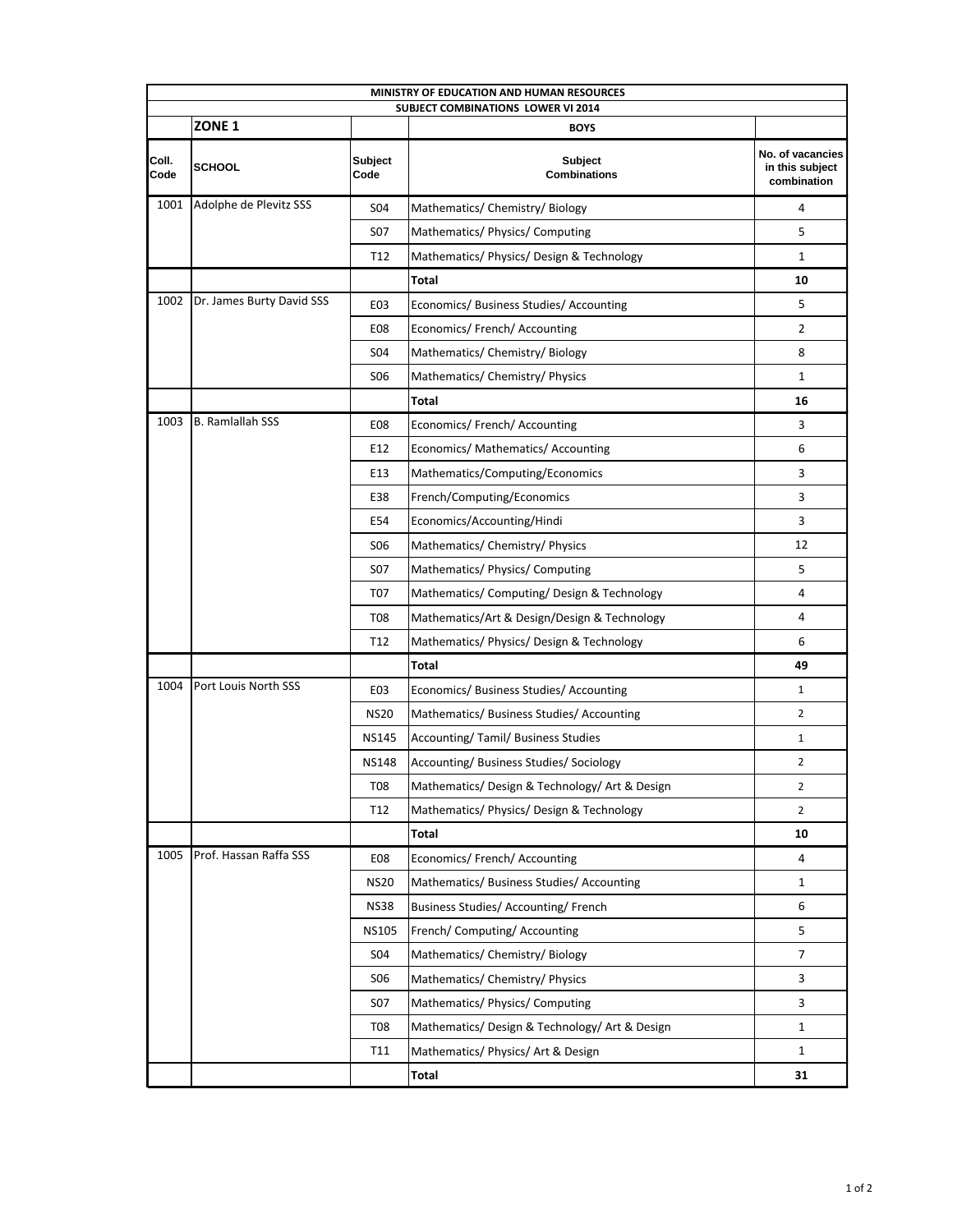**MINISTRY OF EDUCATION AND HUMAN RESOURCES**

**SUBJECT COMBINATIONS LOWER VI 2014**

| | **ZONE 1** | | **BOYS** | |
|---|---|---|---|---|
| **Coll. Code** | **SCHOOL** | **Subject Code** | **Subject Combinations** | **No. of vacancies in this subject combination** |
| 1001 | Adolphe de Plevitz SSS | S04 | Mathematics/ Chemistry/ Biology | 4 |
| | | S07 | Mathematics/ Physics/ Computing | 5 |
| | | T12 | Mathematics/ Physics/ Design & Technology | 1 |
| | | | **Total** | **10** |
| 1002 | Dr. James Burty David SSS | E03 | Economics/ Business Studies/ Accounting | 5 |
| | | E08 | Economics/ French/ Accounting | 2 |
| | | S04 | Mathematics/ Chemistry/ Biology | 8 |
| | | S06 | Mathematics/ Chemistry/ Physics | 1 |
| | | | **Total** | **16** |
| 1003 | B. Ramlallah SSS | E08 | Economics/ French/ Accounting | 3 |
| | | E12 | Economics/ Mathematics/ Accounting | 6 |
| | | E13 | Mathematics/Computing/Economics | 3 |
| | | E38 | French/Computing/Economics | 3 |
| | | E54 | Economics/Accounting/Hindi | 3 |
| | | S06 | Mathematics/ Chemistry/ Physics | 12 |
| | | S07 | Mathematics/ Physics/ Computing | 5 |
| | | T07 | Mathematics/ Computing/ Design & Technology | 4 |
| | | T08 | Mathematics/Art & Design/Design & Technology | 4 |
| | | T12 | Mathematics/ Physics/ Design & Technology | 6 |
| | | | **Total** | **49** |
| 1004 | Port Louis North SSS | E03 | Economics/ Business Studies/ Accounting | 1 |
| | | NS20 | Mathematics/ Business Studies/ Accounting | 2 |
| | | NS145 | Accounting/ Tamil/ Business Studies | 1 |
| | | NS148 | Accounting/ Business Studies/ Sociology | 2 |
| | | T08 | Mathematics/ Design & Technology/ Art & Design | 2 |
| | | T12 | Mathematics/ Physics/ Design & Technology | 2 |
| | | | **Total** | **10** |
| 1005 | Prof. Hassan Raffa SSS | E08 | Economics/ French/ Accounting | 4 |
| | | NS20 | Mathematics/ Business Studies/ Accounting | 1 |
| | | NS38 | Business Studies/ Accounting/ French | 6 |
| | | NS105 | French/ Computing/ Accounting | 5 |
| | | S04 | Mathematics/ Chemistry/ Biology | 7 |
| | | S06 | Mathematics/ Chemistry/ Physics | 3 |
| | | S07 | Mathematics/ Physics/ Computing | 3 |
| | | T08 | Mathematics/ Design & Technology/ Art & Design | 1 |
| | | T11 | Mathematics/ Physics/ Art & Design | 1 |
| | | | **Total** | **31** |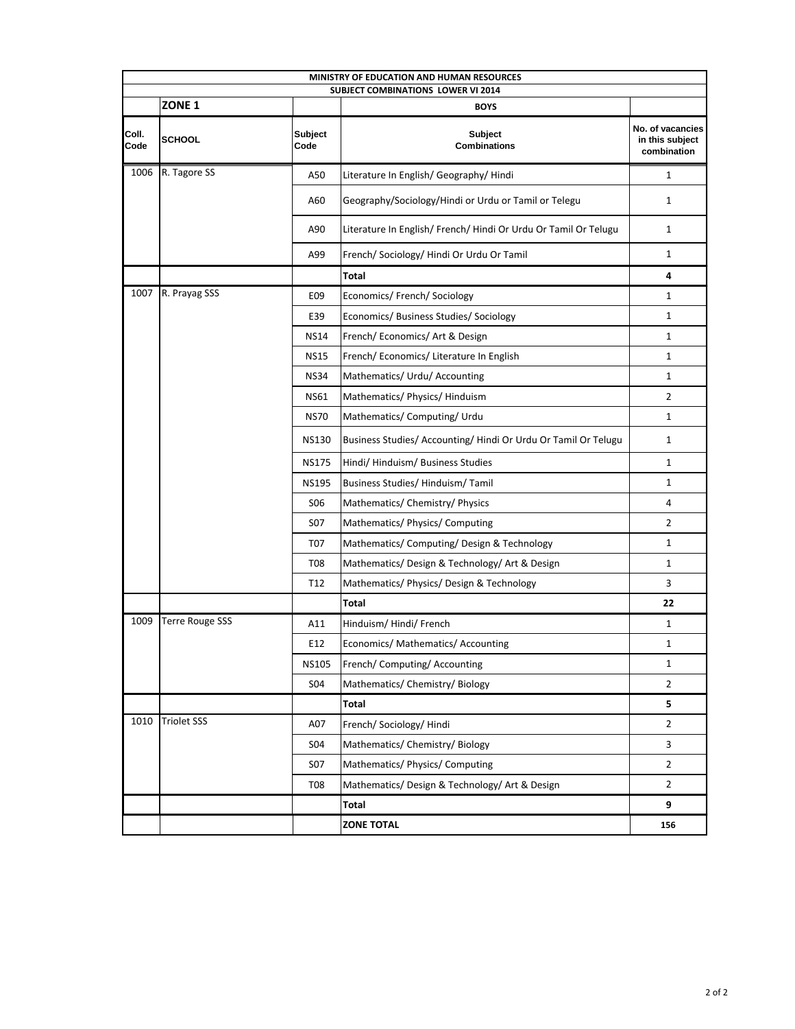| MINISTRY OF EDUCATION AND HUMAN RESOURCES | | | | |
|---|---|---|---|---|
| SUBJECT COMBINATIONS LOWER VI 2014 | | | | |
| | **ZONE 1** | | **BOYS** | |
| **Coll. Code** | **SCHOOL** | **Subject Code** | **Subject Combinations** | **No. of vacancies in this subject combination** |
| 1006 | R. Tagore SS | A50 | Literature In English/ Geography/ Hindi | 1 |
| | | A60 | Geography/Sociology/Hindi or Urdu or Tamil or Telegu | 1 |
| | | A90 | Literature In English/ French/ Hindi Or Urdu Or Tamil Or Telugu | 1 |
| | | A99 | French/ Sociology/ Hindi Or Urdu Or Tamil | 1 |
| | | | **Total** | **4** |
| 1007 | R. Prayag SSS | E09 | Economics/ French/ Sociology | 1 |
| | | E39 | Economics/ Business Studies/ Sociology | 1 |
| | | NS14 | French/ Economics/ Art & Design | 1 |
| | | NS15 | French/ Economics/ Literature In English | 1 |
| | | NS34 | Mathematics/ Urdu/ Accounting | 1 |
| | | NS61 | Mathematics/ Physics/ Hinduism | 2 |
| | | NS70 | Mathematics/ Computing/ Urdu | 1 |
| | | NS130 | Business Studies/ Accounting/ Hindi Or Urdu Or Tamil Or Telugu | 1 |
| | | NS175 | Hindi/ Hinduism/ Business Studies | 1 |
| | | NS195 | Business Studies/ Hinduism/ Tamil | 1 |
| | | S06 | Mathematics/ Chemistry/ Physics | 4 |
| | | S07 | Mathematics/ Physics/ Computing | 2 |
| | | T07 | Mathematics/ Computing/ Design & Technology | 1 |
| | | T08 | Mathematics/ Design & Technology/ Art & Design | 1 |
| | | T12 | Mathematics/ Physics/ Design & Technology | 3 |
| | | | **Total** | **22** |
| 1009 | Terre Rouge SSS | A11 | Hinduism/ Hindi/ French | 1 |
| | | E12 | Economics/ Mathematics/ Accounting | 1 |
| | | NS105 | French/ Computing/ Accounting | 1 |
| | | S04 | Mathematics/ Chemistry/ Biology | 2 |
| | | | **Total** | **5** |
| 1010 | Triolet SSS | A07 | French/ Sociology/ Hindi | 2 |
| | | S04 | Mathematics/ Chemistry/ Biology | 3 |
| | | S07 | Mathematics/ Physics/ Computing | 2 |
| | | T08 | Mathematics/ Design & Technology/ Art & Design | 2 |
| | | | **Total** | **9** |
| | | | **ZONE TOTAL** | **156** |